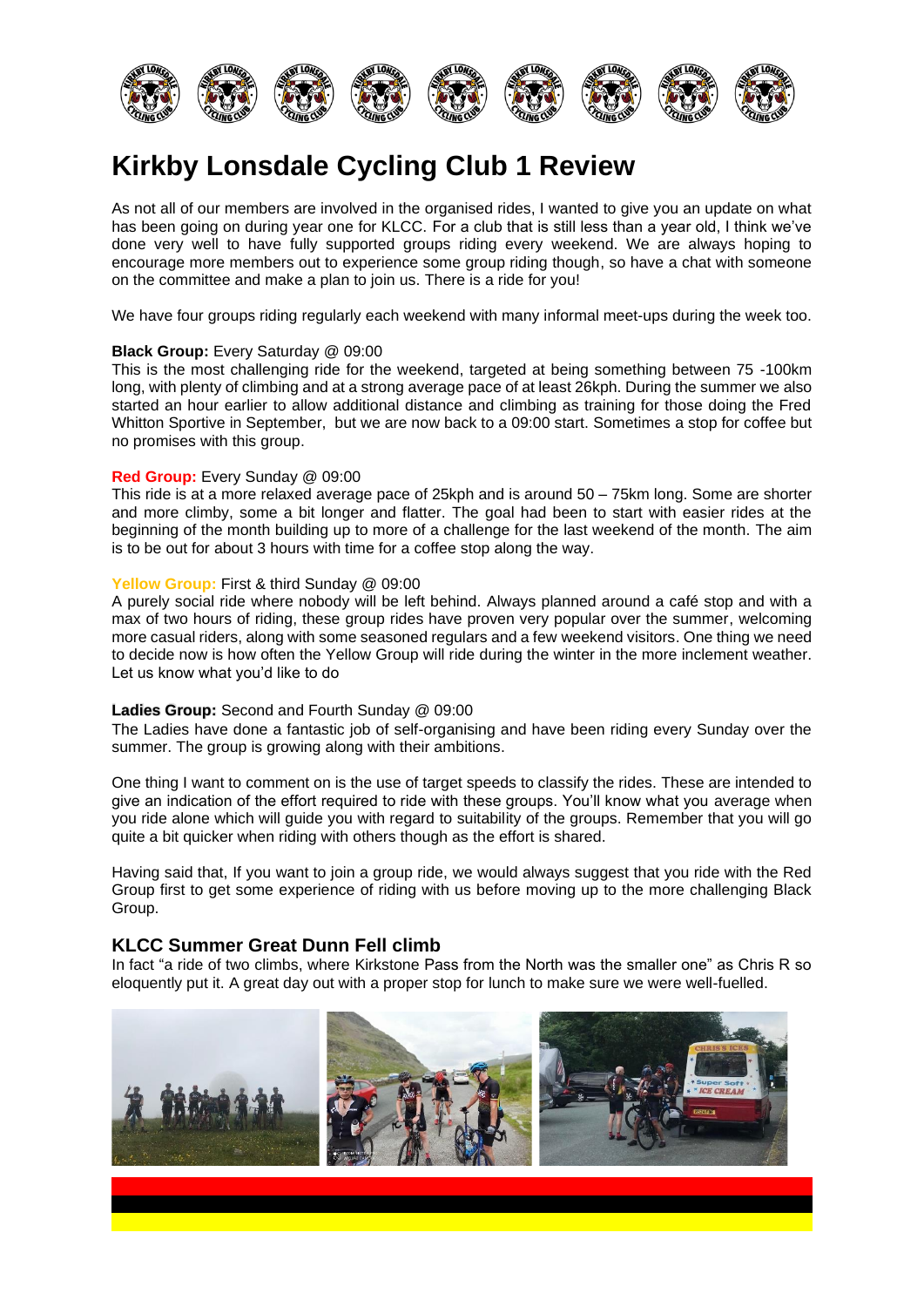# Kirkby Lonsdale Cycling Club 1 Review

As not all of our members are involved in the organised rides, I wanted to give you an update on what has been going on during year one for KLCC. For a club that is still less than a year old, I think we've done very well to have fully supported groups riding every weekend. We are always hoping to encourage more members out to experience some group riding though, so have a chat with someone on the committee and make a plan to join us. There is a ride for you!

We have four groups riding regularly each weekend with many informal meet-ups during the week too.

**Black Group:** Every Saturday @ 09:00
This is the most challenging ride for the weekend, targeted at being something between 75 -100km long, with plenty of climbing and at a strong average pace of at least 26kph. During the summer we also started an hour earlier to allow additional distance and climbing as training for those doing the Fred Whitton Sportive in September, but we are now back to a 09:00 start. Sometimes a stop for coffee but no promises with this group.

**Red Group:** Every Sunday @ 09:00
This ride is at a more relaxed average pace of 25kph and is around 50 – 75km long. Some are shorter and more climby, some a bit longer and flatter. The goal had been to start with easier rides at the beginning of the month building up to more of a challenge for the last weekend of the month. The aim is to be out for about 3 hours with time for a coffee stop along the way.

**Yellow Group:** First & third Sunday @ 09:00
A purely social ride where nobody will be left behind. Always planned around a café stop and with a max of two hours of riding, these group rides have proven very popular over the summer, welcoming more casual riders, along with some seasoned regulars and a few weekend visitors. One thing we need to decide now is how often the Yellow Group will ride during the winter in the more inclement weather. Let us know what you'd like to do

**Ladies Group:** Second and Fourth Sunday @ 09:00
The Ladies have done a fantastic job of self-organising and have been riding every Sunday over the summer. The group is growing along with their ambitions.

One thing I want to comment on is the use of target speeds to classify the rides. These are intended to give an indication of the effort required to ride with these groups. You'll know what you average when you ride alone which will guide you with regard to suitability of the groups. Remember that you will go quite a bit quicker when riding with others though as the effort is shared.

Having said that, If you want to join a group ride, we would always suggest that you ride with the Red Group first to get some experience of riding with us before moving up to the more challenging Black Group.

## KLCC Summer Great Dunn Fell climb

In fact "a ride of two climbs, where Kirkstone Pass from the North was the smaller one" as Chris R so eloquently put it. A great day out with a proper stop for lunch to make sure we were well-fuelled.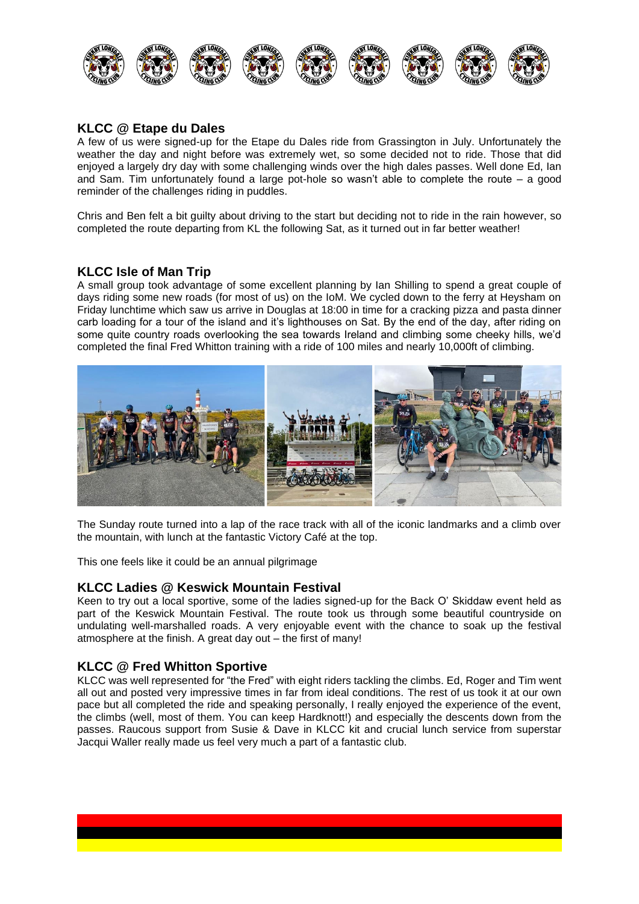## KLCC @ Etape du Dales

A few of us were signed-up for the Etape du Dales ride from Grassington in July. Unfortunately the weather the day and night before was extremely wet, so some decided not to ride. Those that did enjoyed a largely dry day with some challenging winds over the high dales passes. Well done Ed, Ian and Sam. Tim unfortunately found a large pot-hole so wasn't able to complete the route – a good reminder of the challenges riding in puddles.

Chris and Ben felt a bit guilty about driving to the start but deciding not to ride in the rain however, so completed the route departing from KL the following Sat, as it turned out in far better weather!

## KLCC Isle of Man Trip

A small group took advantage of some excellent planning by Ian Shilling to spend a great couple of days riding some new roads (for most of us) on the IoM. We cycled down to the ferry at Heysham on Friday lunchtime which saw us arrive in Douglas at 18:00 in time for a cracking pizza and pasta dinner carb loading for a tour of the island and it's lighthouses on Sat. By the end of the day, after riding on some quite country roads overlooking the sea towards Ireland and climbing some cheeky hills, we'd completed the final Fred Whitton training with a ride of 100 miles and nearly 10,000ft of climbing.

The Sunday route turned into a lap of the race track with all of the iconic landmarks and a climb over the mountain, with lunch at the fantastic Victory Café at the top.

This one feels like it could be an annual pilgrimage

## KLCC Ladies @ Keswick Mountain Festival

Keen to try out a local sportive, some of the ladies signed-up for the Back O' Skiddaw event held as part of the Keswick Mountain Festival. The route took us through some beautiful countryside on undulating well-marshalled roads. A very enjoyable event with the chance to soak up the festival atmosphere at the finish. A great day out – the first of many!

## KLCC @ Fred Whitton Sportive

KLCC was well represented for "the Fred" with eight riders tackling the climbs. Ed, Roger and Tim went all out and posted very impressive times in far from ideal conditions. The rest of us took it at our own pace but all completed the ride and speaking personally, I really enjoyed the experience of the event, the climbs (well, most of them. You can keep Hardknott!) and especially the descents down from the passes. Raucous support from Susie & Dave in KLCC kit and crucial lunch service from superstar Jacqui Waller really made us feel very much a part of a fantastic club.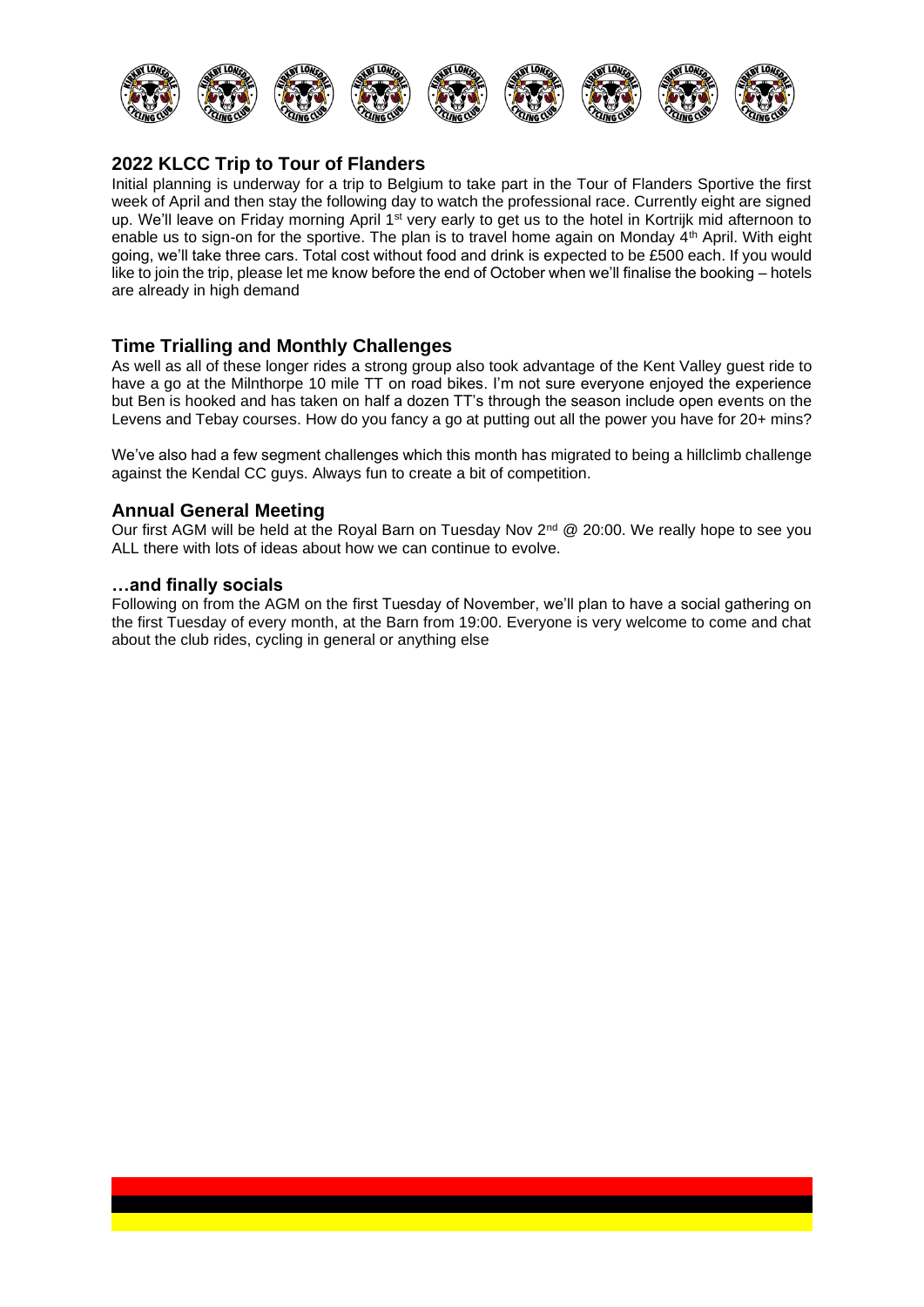## 2022 KLCC Trip to Tour of Flanders

Initial planning is underway for a trip to Belgium to take part in the Tour of Flanders Sportive the first week of April and then stay the following day to watch the professional race. Currently eight are signed up. We'll leave on Friday morning April 1st very early to get us to the hotel in Kortrijk mid afternoon to enable us to sign-on for the sportive. The plan is to travel home again on Monday 4th April. With eight going, we'll take three cars. Total cost without food and drink is expected to be £500 each. If you would like to join the trip, please let me know before the end of October when we'll finalise the booking – hotels are already in high demand

## Time Trialling and Monthly Challenges

As well as all of these longer rides a strong group also took advantage of the Kent Valley guest ride to have a go at the Milnthorpe 10 mile TT on road bikes. I'm not sure everyone enjoyed the experience but Ben is hooked and has taken on half a dozen TT's through the season include open events on the Levens and Tebay courses. How do you fancy a go at putting out all the power you have for 20+ mins?

We've also had a few segment challenges which this month has migrated to being a hillclimb challenge against the Kendal CC guys. Always fun to create a bit of competition.

## Annual General Meeting

Our first AGM will be held at the Royal Barn on Tuesday Nov 2nd @ 20:00. We really hope to see you ALL there with lots of ideas about how we can continue to evolve.

### …and finally socials

Following on from the AGM on the first Tuesday of November, we'll plan to have a social gathering on the first Tuesday of every month, at the Barn from 19:00. Everyone is very welcome to come and chat about the club rides, cycling in general or anything else